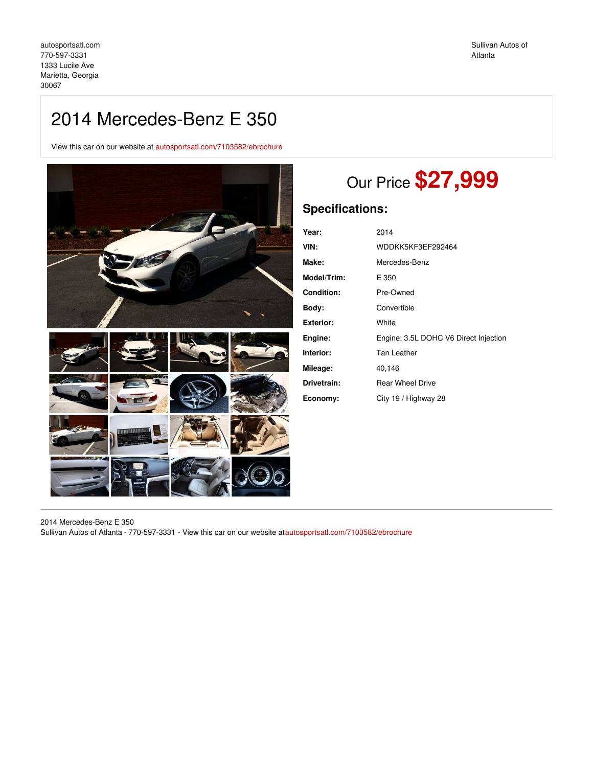autosportsatl.com
770-597-3331
1333 Lucile Ave
Marietta, Georgia
30067

Sullivan Autos of Atlanta

# 2014 Mercedes-Benz E 350

View this car on our website at autosportsatl.com/7103582/ebrochure

## Our Price **$27,999**

### Specifications:

| | |
|---|---|
| **Year:** | 2014 |
| **VIN:** | WDDKK5KF3EF292464 |
| **Make:** | Mercedes-Benz |
| **Model/Trim:** | E 350 |
| **Condition:** | Pre-Owned |
| **Body:** | Convertible |
| **Exterior:** | White |
| **Engine:** | Engine: 3.5L DOHC V6 Direct Injection |
| **Interior:** | Tan Leather |
| **Mileage:** | 40,146 |
| **Drivetrain:** | Rear Wheel Drive |
| **Economy:** | City 19 / Highway 28 |

2014 Mercedes-Benz E 350
Sullivan Autos of Atlanta - 770-597-3331 - View this car on our website atautosportsatl.com/7103582/ebrochure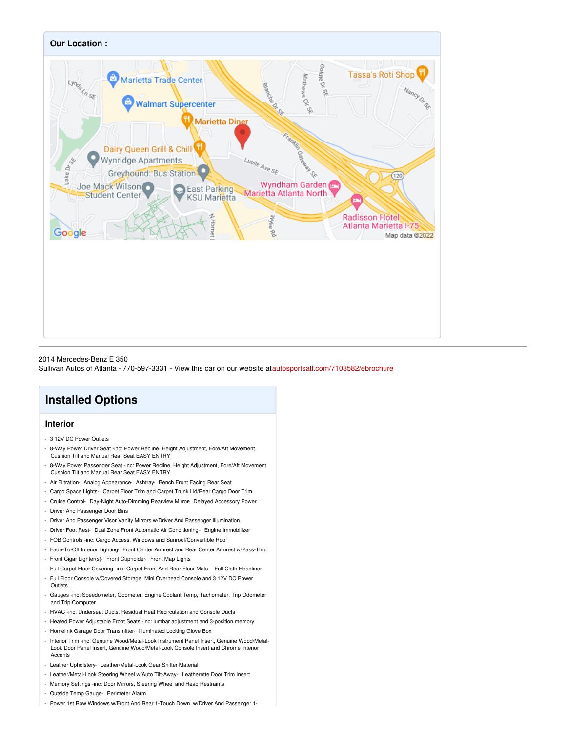## Our Location :

2014 Mercedes-Benz E 350
Sullivan Autos of Atlanta - 770-597-3331 - View this car on our website at autosportsatl.com/7103582/ebrochure

# Installed Options

## Interior

- 3 12V DC Power Outlets
- 8-Way Power Driver Seat -inc: Power Recline, Height Adjustment, Fore/Aft Movement, Cushion Tilt and Manual Rear Seat EASY ENTRY
- 8-Way Power Passenger Seat -inc: Power Recline, Height Adjustment, Fore/Aft Movement, Cushion Tilt and Manual Rear Seat EASY ENTRY
- Air Filtration- Analog Appearance- Ashtray- Bench Front Facing Rear Seat
- Cargo Space Lights- Carpet Floor Trim and Carpet Trunk Lid/Rear Cargo Door Trim
- Cruise Control- Day-Night Auto-Dimming Rearview Mirror- Delayed Accessory Power
- Driver And Passenger Door Bins
- Driver And Passenger Visor Vanity Mirrors w/Driver And Passenger Illumination
- Driver Foot Rest- Dual Zone Front Automatic Air Conditioning- Engine Immobilizer
- FOB Controls -inc: Cargo Access, Windows and Sunroof/Convertible Roof
- Fade-To-Off Interior Lighting- Front Center Armrest and Rear Center Armrest w/Pass-Thru
- Front Cigar Lighter(s)- Front Cupholder- Front Map Lights
- Full Carpet Floor Covering -inc: Carpet Front And Rear Floor Mats - Full Cloth Headliner
- Full Floor Console w/Covered Storage, Mini Overhead Console and 3 12V DC Power Outlets
- Gauges -inc: Speedometer, Odometer, Engine Coolant Temp, Tachometer, Trip Odometer and Trip Computer
- HVAC -inc: Underseat Ducts, Residual Heat Recirculation and Console Ducts
- Heated Power Adjustable Front Seats -inc: lumbar adjustment and 3-position memory
- Homelink Garage Door Transmitter- Illuminated Locking Glove Box
- Interior Trim -inc: Genuine Wood/Metal-Look Instrument Panel Insert, Genuine Wood/Metal-Look Door Panel Insert, Genuine Wood/Metal-Look Console Insert and Chrome Interior Accents
- Leather Upholstery- Leather/Metal-Look Gear Shifter Material
- Leather/Metal-Look Steering Wheel w/Auto Tilt-Away- Leatherette Door Trim Insert
- Memory Settings -inc: Door Mirrors, Steering Wheel and Head Restraints
- Outside Temp Gauge- Perimeter Alarm
- Power 1st Row Windows w/Front And Rear 1-Touch Down, w/Driver And Passenger 1-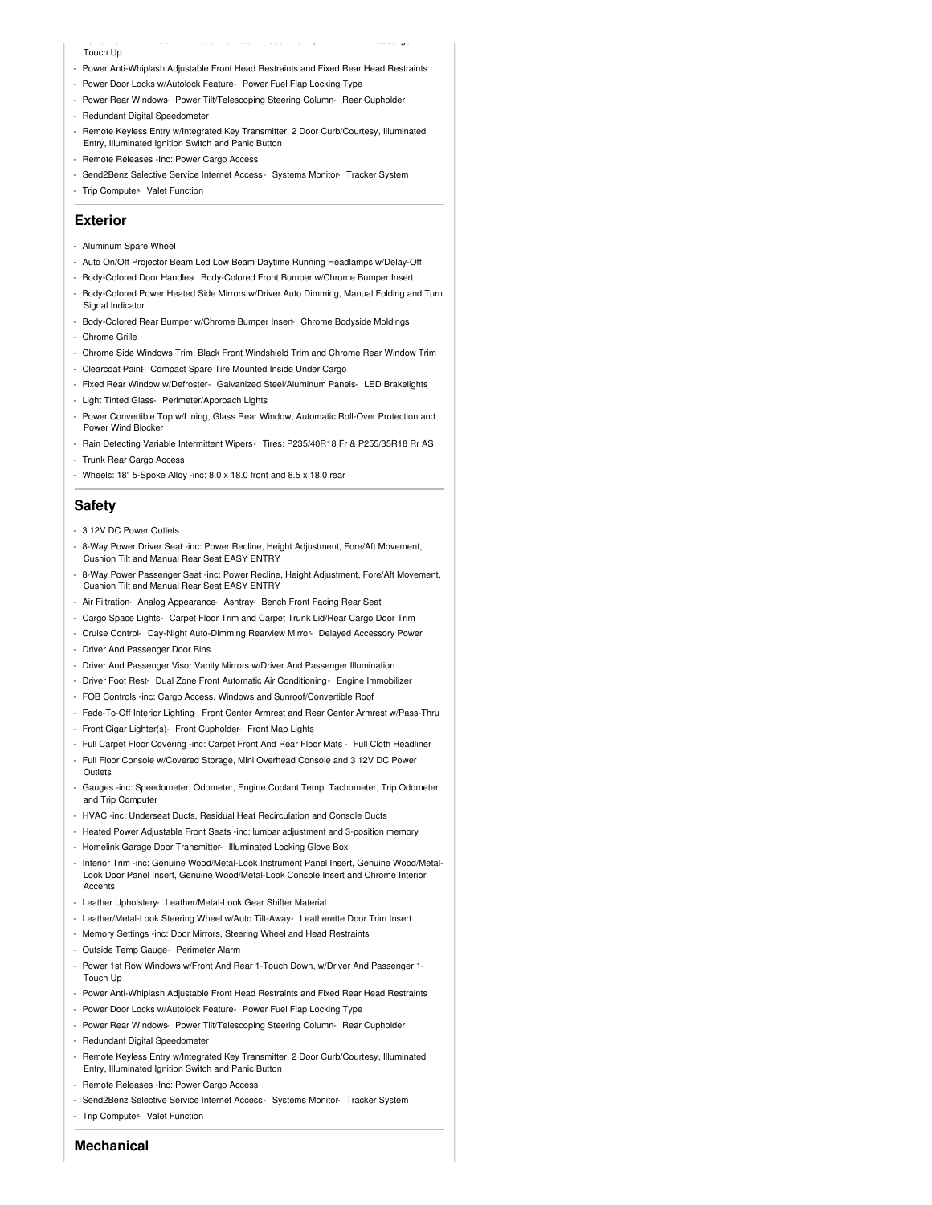Touch Up

- Power Anti-Whiplash Adjustable Front Head Restraints and Fixed Rear Head Restraints
- Power Door Locks w/Autolock Feature- Power Fuel Flap Locking Type
- Power Rear Windows- Power Tilt/Telescoping Steering Column- Rear Cupholder
- Redundant Digital Speedometer
- Remote Keyless Entry w/Integrated Key Transmitter, 2 Door Curb/Courtesy, Illuminated Entry, Illuminated Ignition Switch and Panic Button
- Remote Releases -Inc: Power Cargo Access
- Send2Benz Selective Service Internet Access- Systems Monitor- Tracker System
- Trip Computer- Valet Function

## Exterior

- Aluminum Spare Wheel
- Auto On/Off Projector Beam Led Low Beam Daytime Running Headlamps w/Delay-Off
- Body-Colored Door Handles- Body-Colored Front Bumper w/Chrome Bumper Insert
- Body-Colored Power Heated Side Mirrors w/Driver Auto Dimming, Manual Folding and Turn Signal Indicator
- Body-Colored Rear Bumper w/Chrome Bumper Insert- Chrome Bodyside Moldings
- Chrome Grille
- Chrome Side Windows Trim, Black Front Windshield Trim and Chrome Rear Window Trim
- Clearcoat Paint- Compact Spare Tire Mounted Inside Under Cargo
- Fixed Rear Window w/Defroster- Galvanized Steel/Aluminum Panels- LED Brakelights
- Light Tinted Glass- Perimeter/Approach Lights
- Power Convertible Top w/Lining, Glass Rear Window, Automatic Roll-Over Protection and Power Wind Blocker
- Rain Detecting Variable Intermittent Wipers- Tires: P235/40R18 Fr & P255/35R18 Rr AS
- Trunk Rear Cargo Access
- Wheels: 18" 5-Spoke Alloy -inc: 8.0 x 18.0 front and 8.5 x 18.0 rear

## Safety

- 3 12V DC Power Outlets
- 8-Way Power Driver Seat -inc: Power Recline, Height Adjustment, Fore/Aft Movement, Cushion Tilt and Manual Rear Seat EASY ENTRY
- 8-Way Power Passenger Seat -inc: Power Recline, Height Adjustment, Fore/Aft Movement, Cushion Tilt and Manual Rear Seat EASY ENTRY
- Air Filtration- Analog Appearance- Ashtray- Bench Front Facing Rear Seat
- Cargo Space Lights- Carpet Floor Trim and Carpet Trunk Lid/Rear Cargo Door Trim
- Cruise Control- Day-Night Auto-Dimming Rearview Mirror- Delayed Accessory Power
- Driver And Passenger Door Bins
- Driver And Passenger Visor Vanity Mirrors w/Driver And Passenger Illumination
- Driver Foot Rest- Dual Zone Front Automatic Air Conditioning- Engine Immobilizer
- FOB Controls -inc: Cargo Access, Windows and Sunroof/Convertible Roof
- Fade-To-Off Interior Lighting- Front Center Armrest and Rear Center Armrest w/Pass-Thru
- Front Cigar Lighter(s)- Front Cupholder- Front Map Lights
- Full Carpet Floor Covering -inc: Carpet Front And Rear Floor Mats - Full Cloth Headliner
- Full Floor Console w/Covered Storage, Mini Overhead Console and 3 12V DC Power Outlets
- Gauges -inc: Speedometer, Odometer, Engine Coolant Temp, Tachometer, Trip Odometer and Trip Computer
- HVAC -inc: Underseat Ducts, Residual Heat Recirculation and Console Ducts
- Heated Power Adjustable Front Seats -inc: lumbar adjustment and 3-position memory
- Homelink Garage Door Transmitter- Illuminated Locking Glove Box
- Interior Trim -inc: Genuine Wood/Metal-Look Instrument Panel Insert, Genuine Wood/Metal-Look Door Panel Insert, Genuine Wood/Metal-Look Console Insert and Chrome Interior Accents
- Leather Upholstery- Leather/Metal-Look Gear Shifter Material
- Leather/Metal-Look Steering Wheel w/Auto Tilt-Away- Leatherette Door Trim Insert
- Memory Settings -inc: Door Mirrors, Steering Wheel and Head Restraints
- Outside Temp Gauge- Perimeter Alarm
- Power 1st Row Windows w/Front And Rear 1-Touch Down, w/Driver And Passenger 1-Touch Up
- Power Anti-Whiplash Adjustable Front Head Restraints and Fixed Rear Head Restraints
- Power Door Locks w/Autolock Feature- Power Fuel Flap Locking Type
- Power Rear Windows- Power Tilt/Telescoping Steering Column- Rear Cupholder
- Redundant Digital Speedometer
- Remote Keyless Entry w/Integrated Key Transmitter, 2 Door Curb/Courtesy, Illuminated Entry, Illuminated Ignition Switch and Panic Button
- Remote Releases -Inc: Power Cargo Access
- Send2Benz Selective Service Internet Access- Systems Monitor- Tracker System
- Trip Computer- Valet Function

## Mechanical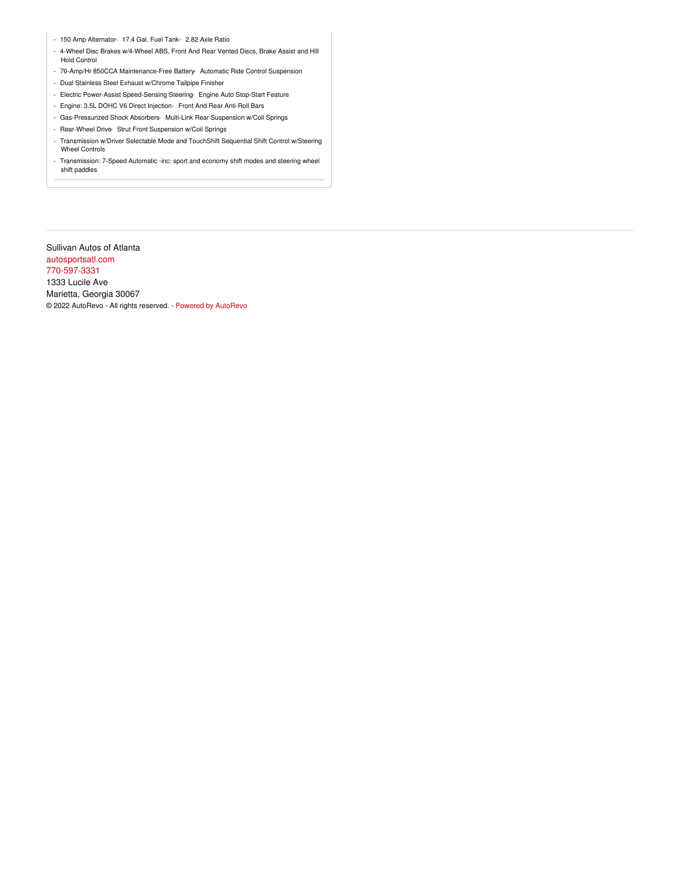- 150 Amp Alternator- 17.4 Gal. Fuel Tank- 2.82 Axle Ratio
- 4-Wheel Disc Brakes w/4-Wheel ABS, Front And Rear Vented Discs, Brake Assist and Hill Hold Control
- 70-Amp/Hr 850CCA Maintenance-Free Battery- Automatic Ride Control Suspension
- Dual Stainless Steel Exhaust w/Chrome Tailpipe Finisher
- Electric Power-Assist Speed-Sensing Steering- Engine Auto Stop-Start Feature
- Engine: 3.5L DOHC V6 Direct Injection- Front And Rear Anti-Roll Bars
- Gas-Pressurized Shock Absorbers- Multi-Link Rear Suspension w/Coil Springs
- Rear-Wheel Drive- Strut Front Suspension w/Coil Springs
- Transmission w/Driver Selectable Mode and TouchShift Sequential Shift Control w/Steering Wheel Controls
- Transmission: 7-Speed Automatic -inc: sport and economy shift modes and steering wheel shift paddles

---

Sullivan Autos of Atlanta
autosportsatl.com
770-597-3331
1333 Lucile Ave
Marietta, Georgia 30067
© 2022 AutoRevo - All rights reserved. - Powered by AutoRevo